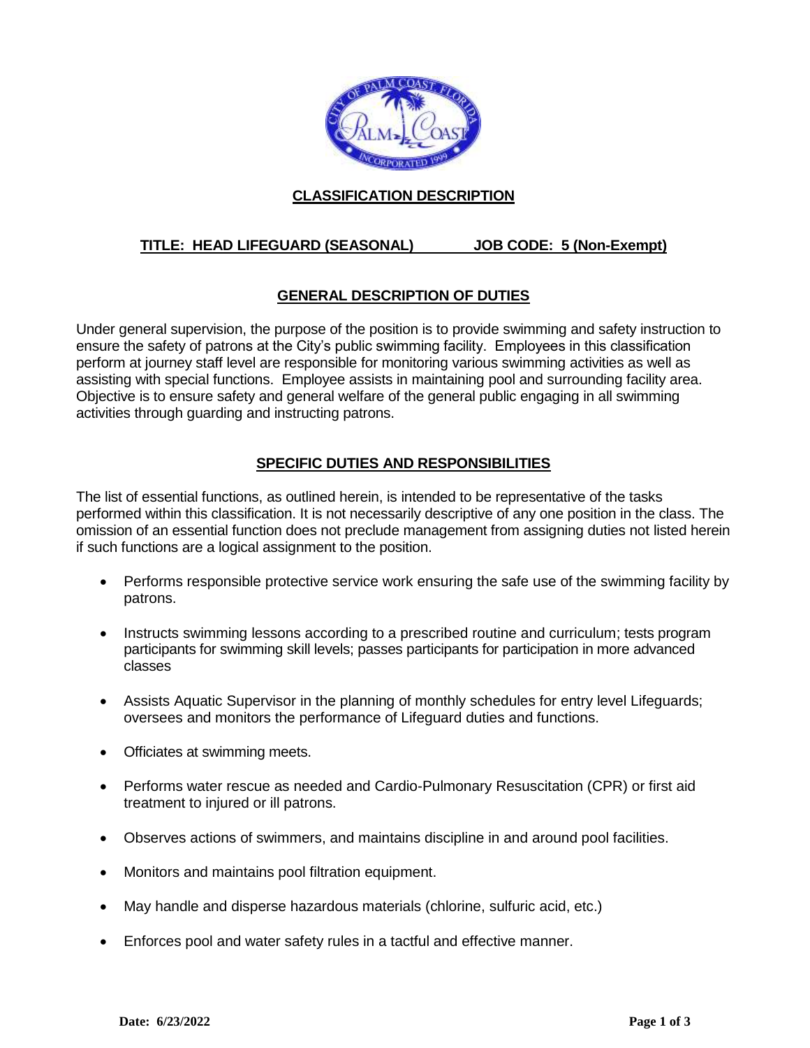## CLASSIFICATION DESCRIPTION

**TITLE: HEAD LIFEGUARD (SEASONAL) JOB CODE: 5 (Non-Exempt)**

## GENERAL DESCRIPTION OF DUTIES

Under general supervision, the purpose of the position is to provide swimming and safety instruction to ensure the safety of patrons at the City's public swimming facility. Employees in this classification perform at journey staff level are responsible for monitoring various swimming activities as well as assisting with special functions. Employee assists in maintaining pool and surrounding facility area. Objective is to ensure safety and general welfare of the general public engaging in all swimming activities through guarding and instructing patrons.

## SPECIFIC DUTIES AND RESPONSIBILITIES

The list of essential functions, as outlined herein, is intended to be representative of the tasks performed within this classification. It is not necessarily descriptive of any one position in the class. The omission of an essential function does not preclude management from assigning duties not listed herein if such functions are a logical assignment to the position.

- Performs responsible protective service work ensuring the safe use of the swimming facility by patrons.
- Instructs swimming lessons according to a prescribed routine and curriculum; tests program participants for swimming skill levels; passes participants for participation in more advanced classes
- Assists Aquatic Supervisor in the planning of monthly schedules for entry level Lifeguards; oversees and monitors the performance of Lifeguard duties and functions.
- Officiates at swimming meets.
- Performs water rescue as needed and Cardio-Pulmonary Resuscitation (CPR) or first aid treatment to injured or ill patrons.
- Observes actions of swimmers, and maintains discipline in and around pool facilities.
- Monitors and maintains pool filtration equipment.
- May handle and disperse hazardous materials (chlorine, sulfuric acid, etc.)
- Enforces pool and water safety rules in a tactful and effective manner.

**Date: 6/23/2022**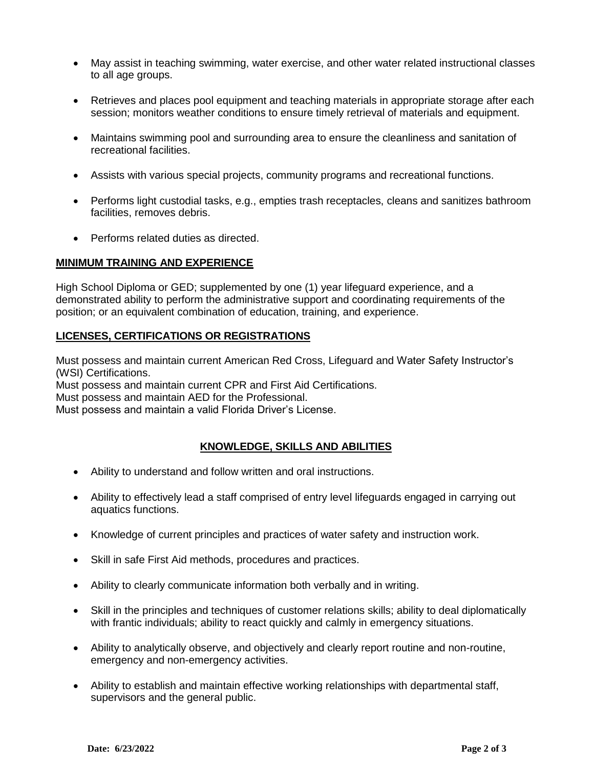- May assist in teaching swimming, water exercise, and other water related instructional classes to all age groups.

- Retrieves and places pool equipment and teaching materials in appropriate storage after each session; monitors weather conditions to ensure timely retrieval of materials and equipment.

- Maintains swimming pool and surrounding area to ensure the cleanliness and sanitation of recreational facilities.

- Assists with various special projects, community programs and recreational functions.

- Performs light custodial tasks, e.g., empties trash receptacles, cleans and sanitizes bathroom facilities, removes debris.

- Performs related duties as directed.

## MINIMUM TRAINING AND EXPERIENCE

High School Diploma or GED; supplemented by one (1) year lifeguard experience, and a demonstrated ability to perform the administrative support and coordinating requirements of the position; or an equivalent combination of education, training, and experience.

## LICENSES, CERTIFICATIONS OR REGISTRATIONS

Must possess and maintain current American Red Cross, Lifeguard and Water Safety Instructor's (WSI) Certifications.
Must possess and maintain current CPR and First Aid Certifications.
Must possess and maintain AED for the Professional.
Must possess and maintain a valid Florida Driver's License.

## KNOWLEDGE, SKILLS AND ABILITIES

- Ability to understand and follow written and oral instructions.

- Ability to effectively lead a staff comprised of entry level lifeguards engaged in carrying out aquatics functions.

- Knowledge of current principles and practices of water safety and instruction work.

- Skill in safe First Aid methods, procedures and practices.

- Ability to clearly communicate information both verbally and in writing.

- Skill in the principles and techniques of customer relations skills; ability to deal diplomatically with frantic individuals; ability to react quickly and calmly in emergency situations.

- Ability to analytically observe, and objectively and clearly report routine and non-routine, emergency and non-emergency activities.

- Ability to establish and maintain effective working relationships with departmental staff, supervisors and the general public.

**Date: 6/23/2022**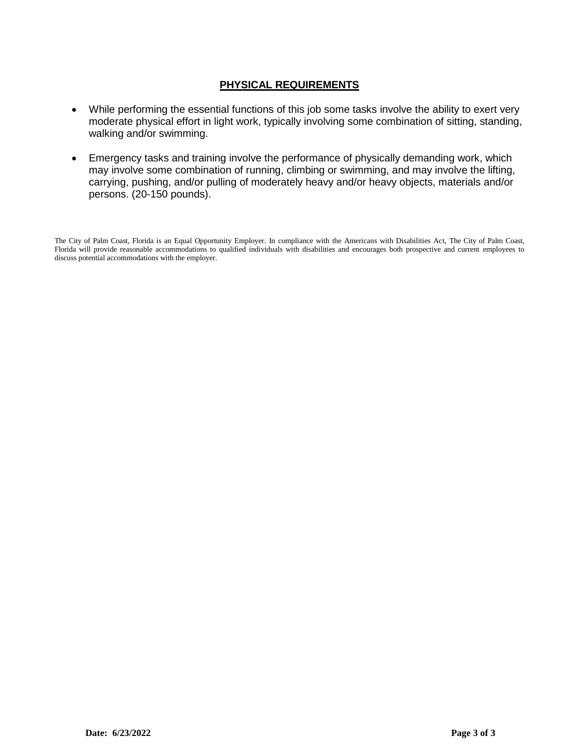## PHYSICAL REQUIREMENTS

- While performing the essential functions of this job some tasks involve the ability to exert very moderate physical effort in light work, typically involving some combination of sitting, standing, walking and/or swimming.

- Emergency tasks and training involve the performance of physically demanding work, which may involve some combination of running, climbing or swimming, and may involve the lifting, carrying, pushing, and/or pulling of moderately heavy and/or heavy objects, materials and/or persons. (20-150 pounds).

The City of Palm Coast, Florida is an Equal Opportunity Employer. In compliance with the Americans with Disabilities Act, The City of Palm Coast, Florida will provide reasonable accommodations to qualified individuals with disabilities and encourages both prospective and current employees to discuss potential accommodations with the employer.

**Date: 6/23/2022**